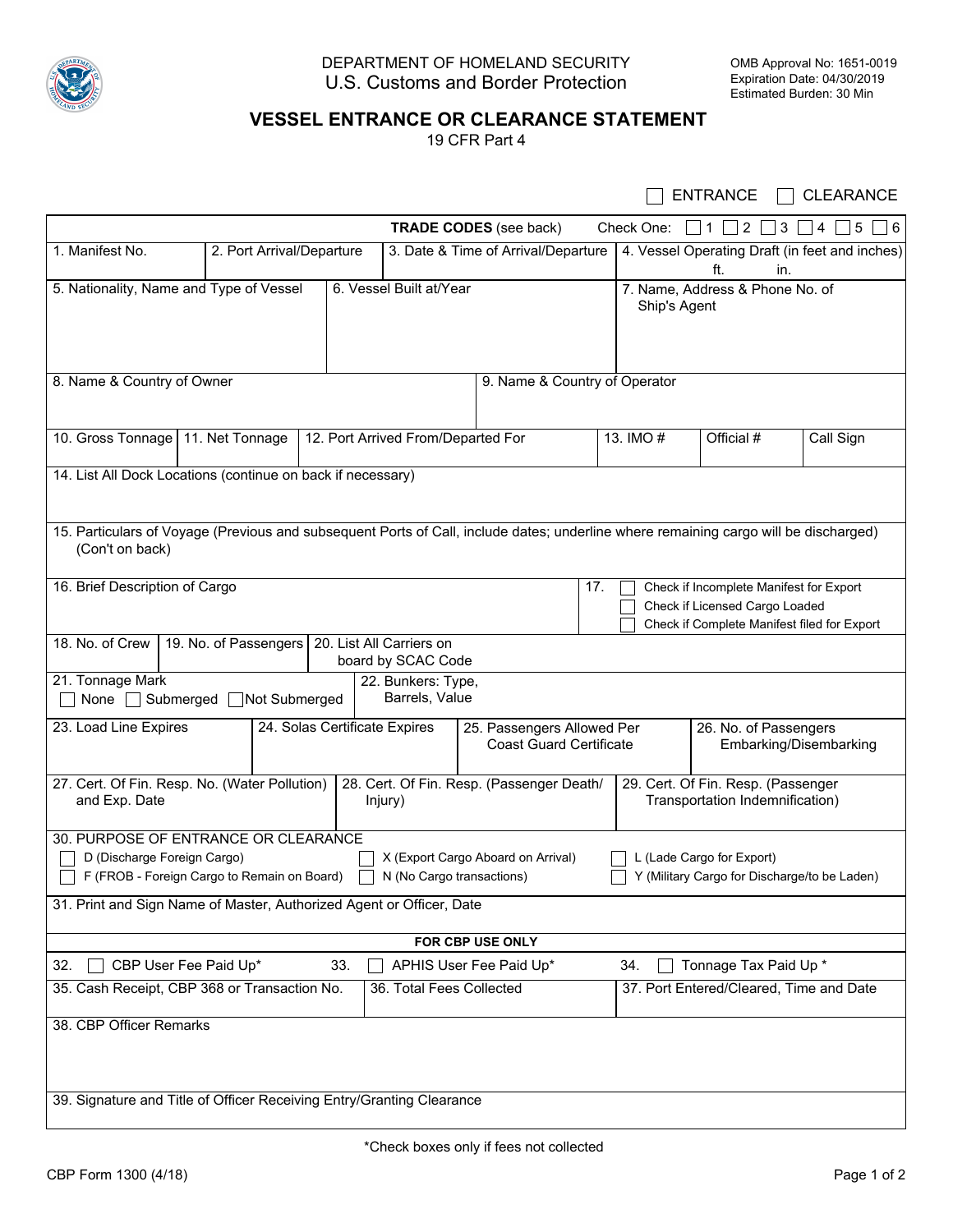DEPARTMENT OF HOMELAND SECURITY
U.S. Customs and Border Protection

OMB Approval No: 1651-0019
Expiration Date: 04/30/2019
Estimated Burden: 30 Min

# VESSEL ENTRANCE OR CLEARANCE STATEMENT

19 CFR Part 4

☐ ENTRANCE ☐ CLEARANCE

**TRADE CODES** (see back) Check One: ☐ 1 ☐ 2 ☐ 3 ☐ 4 ☐ 5 ☐ 6

| 1. Manifest No. | 2. Port Arrival/Departure | 3. Date & Time of Arrival/Departure | 4. Vessel Operating Draft (in feet and inches) ft. in. |
|---|---|---|---|

| 5. Nationality, Name and Type of Vessel | 6. Vessel Built at/Year | 7. Name, Address & Phone No. of Ship's Agent |
|---|---|---|

| 8. Name & Country of Owner | 9. Name & Country of Operator |
|---|---|

| 10. Gross Tonnage | 11. Net Tonnage | 12. Port Arrived From/Departed For | 13. IMO # | Official # | Call Sign |
|---|---|---|---|---|---|

14. List All Dock Locations (continue on back if necessary)

15. Particulars of Voyage (Previous and subsequent Ports of Call, include dates; underline where remaining cargo will be discharged) (Con't on back)

16. Brief Description of Cargo

17.
- ☐ Check if Incomplete Manifest for Export
- ☐ Check if Licensed Cargo Loaded
- ☐ Check if Complete Manifest filed for Export

| 18. No. of Crew | 19. No. of Passengers | 20. List All Carriers on board by SCAC Code |
|---|---|---|

| 21. Tonnage Mark ☐ None ☐ Submerged ☐ Not Submerged | 22. Bunkers: Type, Barrels, Value |
|---|---|

| 23. Load Line Expires | 24. Solas Certificate Expires | 25. Passengers Allowed Per Coast Guard Certificate | 26. No. of Passengers Embarking/Disembarking |
|---|---|---|---|

| 27. Cert. Of Fin. Resp. No. (Water Pollution) and Exp. Date | 28. Cert. Of Fin. Resp. (Passenger Death/ Injury) | 29. Cert. Of Fin. Resp. (Passenger Transportation Indemnification) |
|---|---|---|

30. PURPOSE OF ENTRANCE OR CLEARANCE

- ☐ D (Discharge Foreign Cargo)
- ☐ F (FROB - Foreign Cargo to Remain on Board)
- ☐ X (Export Cargo Aboard on Arrival)
- ☐ N (No Cargo transactions)
- ☐ L (Lade Cargo for Export)
- ☐ Y (Military Cargo for Discharge/to be Laden)

31. Print and Sign Name of Master, Authorized Agent or Officer, Date

**FOR CBP USE ONLY**

32. ☐ CBP User Fee Paid Up* 33. ☐ APHIS User Fee Paid Up* 34. ☐ Tonnage Tax Paid Up *

| 35. Cash Receipt, CBP 368 or Transaction No. | 36. Total Fees Collected | 37. Port Entered/Cleared, Time and Date |
|---|---|---|

38. CBP Officer Remarks

39. Signature and Title of Officer Receiving Entry/Granting Clearance

*Check boxes only if fees not collected

CBP Form 1300 (4/18)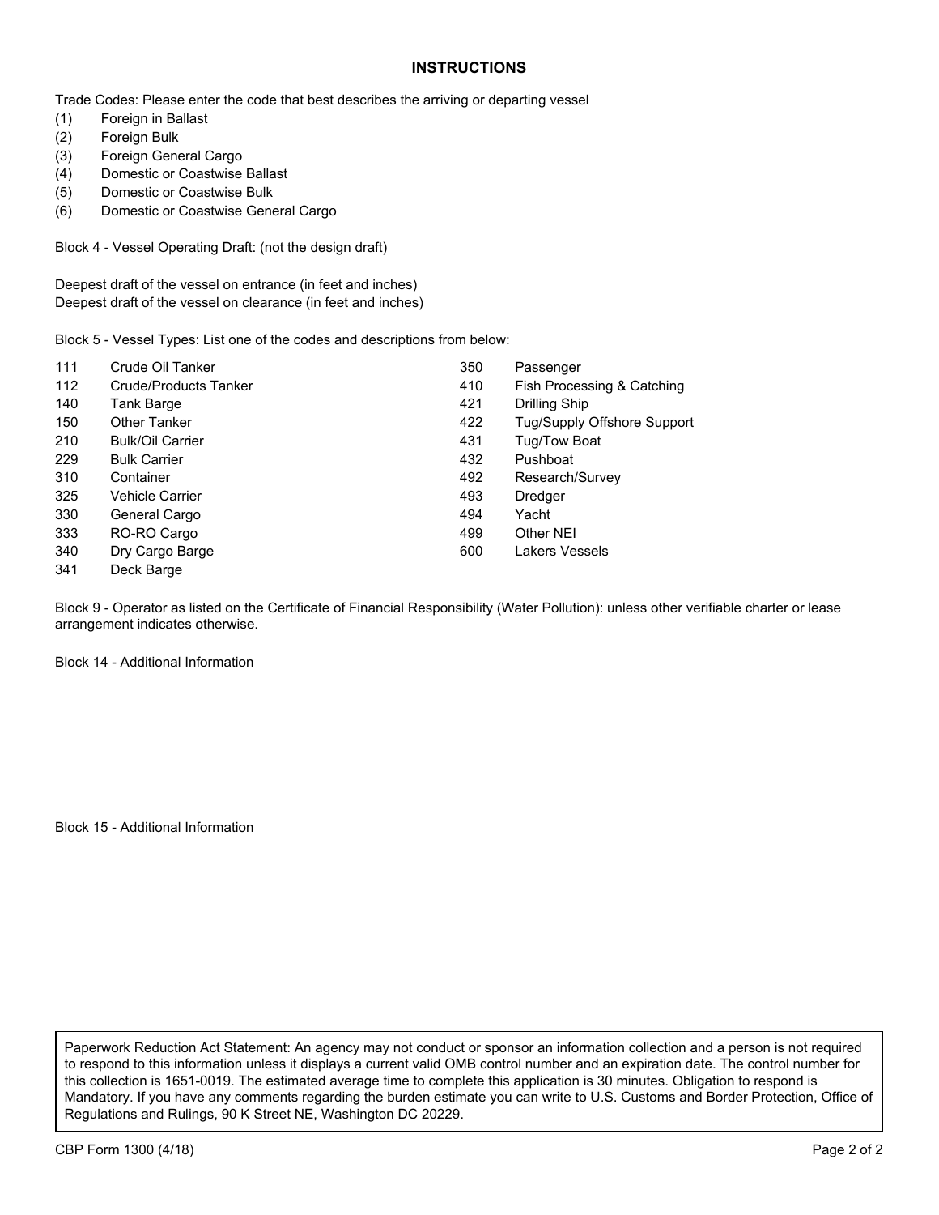## INSTRUCTIONS

Trade Codes: Please enter the code that best describes the arriving or departing vessel

(1) Foreign in Ballast
(2) Foreign Bulk
(3) Foreign General Cargo
(4) Domestic or Coastwise Ballast
(5) Domestic or Coastwise Bulk
(6) Domestic or Coastwise General Cargo

Block 4 - Vessel Operating Draft: (not the design draft)

Deepest draft of the vessel on entrance (in feet and inches)
Deepest draft of the vessel on clearance (in feet and inches)

Block 5 - Vessel Types: List one of the codes and descriptions from below:

| | | | |
|---|---|---|---|
| 111 | Crude Oil Tanker | 350 | Passenger |
| 112 | Crude/Products Tanker | 410 | Fish Processing & Catching |
| 140 | Tank Barge | 421 | Drilling Ship |
| 150 | Other Tanker | 422 | Tug/Supply Offshore Support |
| 210 | Bulk/Oil Carrier | 431 | Tug/Tow Boat |
| 229 | Bulk Carrier | 432 | Pushboat |
| 310 | Container | 492 | Research/Survey |
| 325 | Vehicle Carrier | 493 | Dredger |
| 330 | General Cargo | 494 | Yacht |
| 333 | RO-RO Cargo | 499 | Other NEI |
| 340 | Dry Cargo Barge | 600 | Lakers Vessels |
| 341 | Deck Barge | | |

Block 9 - Operator as listed on the Certificate of Financial Responsibility (Water Pollution): unless other verifiable charter or lease arrangement indicates otherwise.

Block 14 - Additional Information

Block 15 - Additional Information

Paperwork Reduction Act Statement: An agency may not conduct or sponsor an information collection and a person is not required to respond to this information unless it displays a current valid OMB control number and an expiration date. The control number for this collection is 1651-0019. The estimated average time to complete this application is 30 minutes. Obligation to respond is Mandatory. If you have any comments regarding the burden estimate you can write to U.S. Customs and Border Protection, Office of Regulations and Rulings, 90 K Street NE, Washington DC 20229.

CBP Form 1300 (4/18)